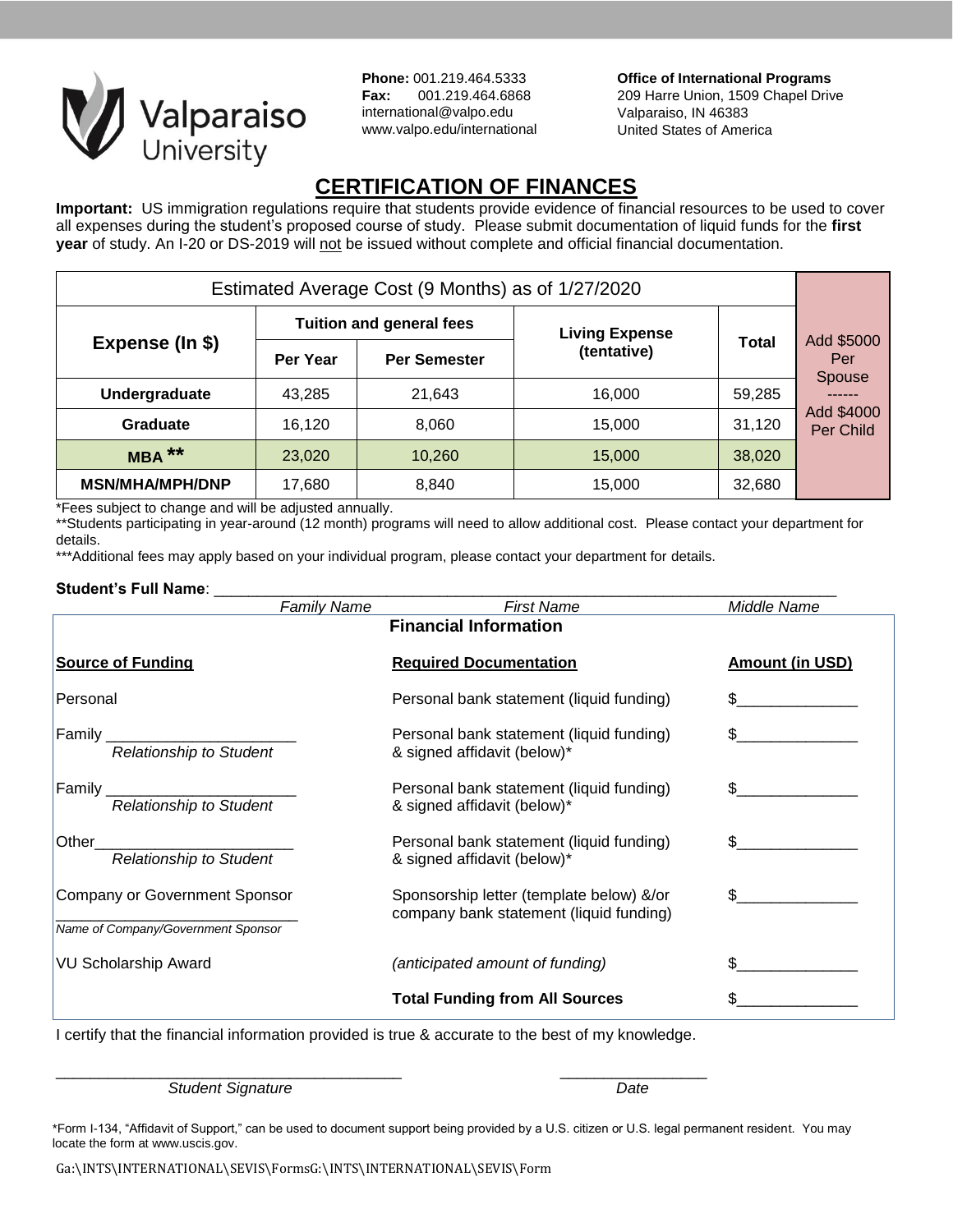Valparaiso University

**Phone:** 001.219.464.5333
**Fax:** 001.219.464.6868
international@valpo.edu
www.valpo.edu/international

**Office of International Programs**
209 Harre Union, 1509 Chapel Drive
Valparaiso, IN 46383
United States of America

# CERTIFICATION OF FINANCES

**Important:** US immigration regulations require that students provide evidence of financial resources to be used to cover all expenses during the student's proposed course of study. Please submit documentation of liquid funds for the **first year** of study. An I-20 or DS-2019 will not be issued without complete and official financial documentation.

| Estimated Average Cost (9 Months) as of 1/27/2020 | | | | | |
|---|---|---|---|---|---|
| **Expense (In $)** | **Tuition and general fees** | | **Living Expense (tentative)** | **Total** | Add $5000 Per Spouse ------ Add $4000 Per Child |
| | **Per Year** | **Per Semester** | | | |
| **Undergraduate** | 43,285 | 21,643 | 16,000 | 59,285 | |
| **Graduate** | 16,120 | 8,060 | 15,000 | 31,120 | |
| **MBA \*\*** | 23,020 | 10,260 | 15,000 | 38,020 | |
| **MSN/MHA/MPH/DNP** | 17,680 | 8,840 | 15,000 | 32,680 | |

*Fees subject to change and will be adjusted annually.

**Students participating in year-around (12 month) programs will need to allow additional cost. Please contact your department for details.

***Additional fees may apply based on your individual program, please contact your department for details.

**Student's Full Name**: ______________________________________________
*Family Name* *First Name* *Middle Name*

## Financial Information

| **Source of Funding** | **Required Documentation** | **Amount (in USD)** |
|---|---|---|
| Personal | Personal bank statement (liquid funding) | $______________ |
| Family ______________________ *Relationship to Student* | Personal bank statement (liquid funding) & signed affidavit (below)* | $______________ |
| Family ______________________ *Relationship to Student* | Personal bank statement (liquid funding) & signed affidavit (below)* | $______________ |
| Other______________________ *Relationship to Student* | Personal bank statement (liquid funding) & signed affidavit (below)* | $______________ |
| Company or Government Sponsor ______________________ *Name of Company/Government Sponsor* | Sponsorship letter (template below) &/or company bank statement (liquid funding) | $______________ |
| VU Scholarship Award | *(anticipated amount of funding)* | $______________ |
| | **Total Funding from All Sources** | $______________ |

I certify that the financial information provided is true & accurate to the best of my knowledge.

_________________________________________ _________________
*Student Signature* *Date*

*Form I-134, "Affidavit of Support," can be used to document support being provided by a U.S. citizen or U.S. legal permanent resident. You may locate the form at www.uscis.gov.

Ga:\INTS\INTERNATIONAL\SEVIS\FormsG:\INTS\INTERNATIONAL\SEVIS\Form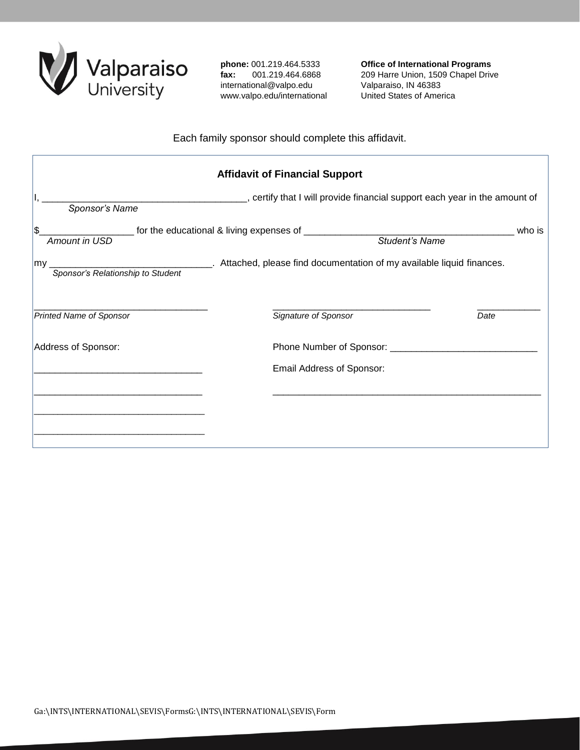Valparaiso University

**phone:** 001.219.464.5333
**fax:** 001.219.464.6868
international@valpo.edu
www.valpo.edu/international

**Office of International Programs**
209 Harre Union, 1509 Chapel Drive
Valparaiso, IN 46383
United States of America

Each family sponsor should complete this affidavit.

## Affidavit of Financial Support

I, _______________________________________, certify that I will provide financial support each year in the amount of
*Sponsor's Name*

$__________________ for the educational & living expenses of ________________________________________ who is
*Amount in USD* *Student's Name*

my ______________________________. Attached, please find documentation of my available liquid finances.
*Sponsor's Relationship to Student*

_________________________________ _____________________________ ____________
*Printed Name of Sponsor* *Signature of Sponsor* *Date*

Address of Sponsor:

________________________________

________________________________

________________________________

________________________________

Phone Number of Sponsor: ____________________________

Email Address of Sponsor:

_________________________________________________

Ga:\INTS\INTERNATIONAL\SEVIS\FormsG:\INTS\INTERNATIONAL\SEVIS\Form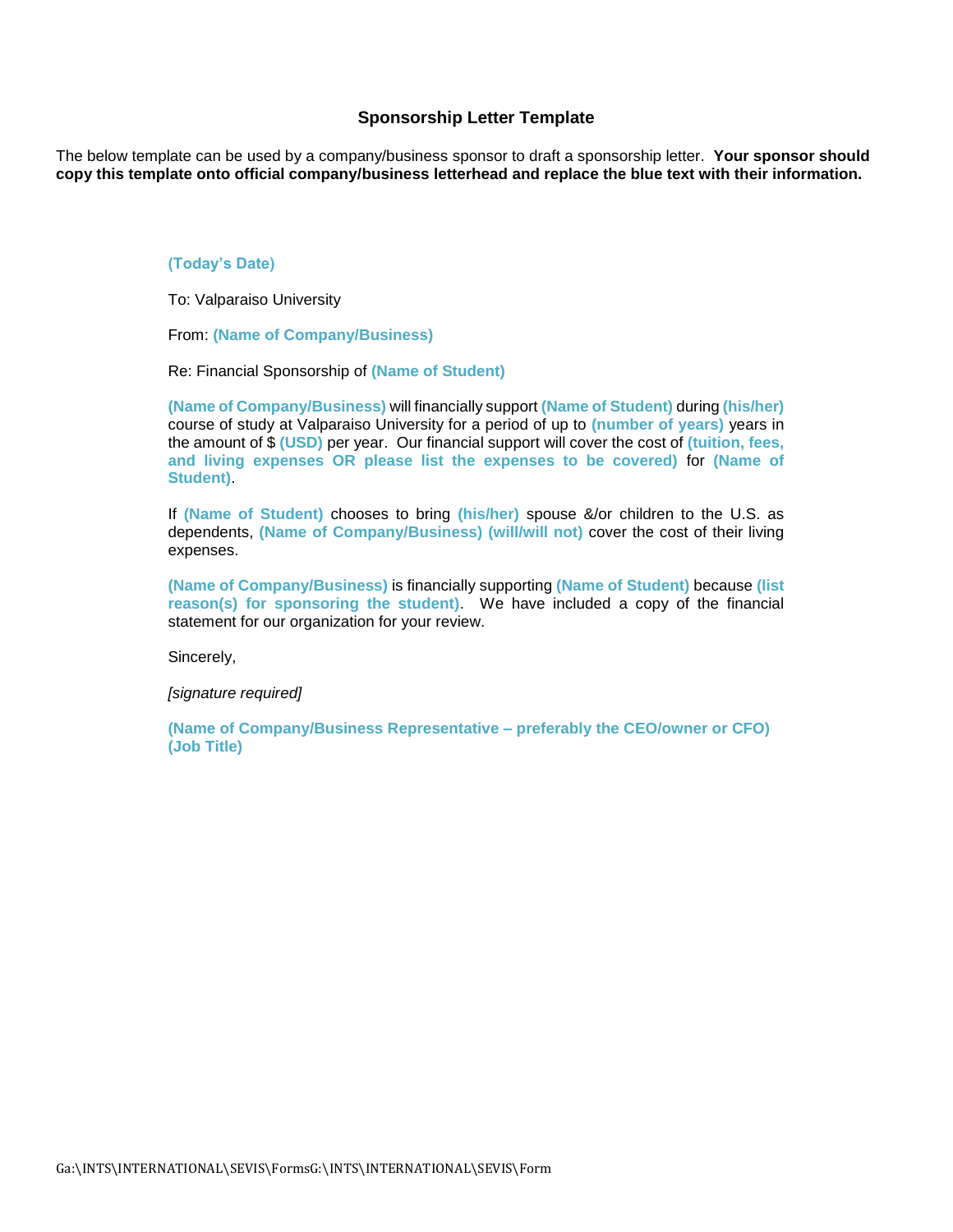# Sponsorship Letter Template

The below template can be used by a company/business sponsor to draft a sponsorship letter. **Your sponsor should copy this template onto official company/business letterhead and replace the blue text with their information.**

**(Today's Date)**

To: Valparaiso University

From: **(Name of Company/Business)**

Re: Financial Sponsorship of **(Name of Student)**

**(Name of Company/Business)** will financially support **(Name of Student)** during **(his/her)** course of study at Valparaiso University for a period of up to **(number of years)** years in the amount of $ **(USD)** per year. Our financial support will cover the cost of **(tuition, fees, and living expenses OR please list the expenses to be covered)** for **(Name of Student)**.

If **(Name of Student)** chooses to bring **(his/her)** spouse &/or children to the U.S. as dependents, **(Name of Company/Business) (will/will not)** cover the cost of their living expenses.

**(Name of Company/Business)** is financially supporting **(Name of Student)** because **(list reason(s) for sponsoring the student)**. We have included a copy of the financial statement for our organization for your review.

Sincerely,

*[signature required]*

**(Name of Company/Business Representative – preferably the CEO/owner or CFO)**
**(Job Title)**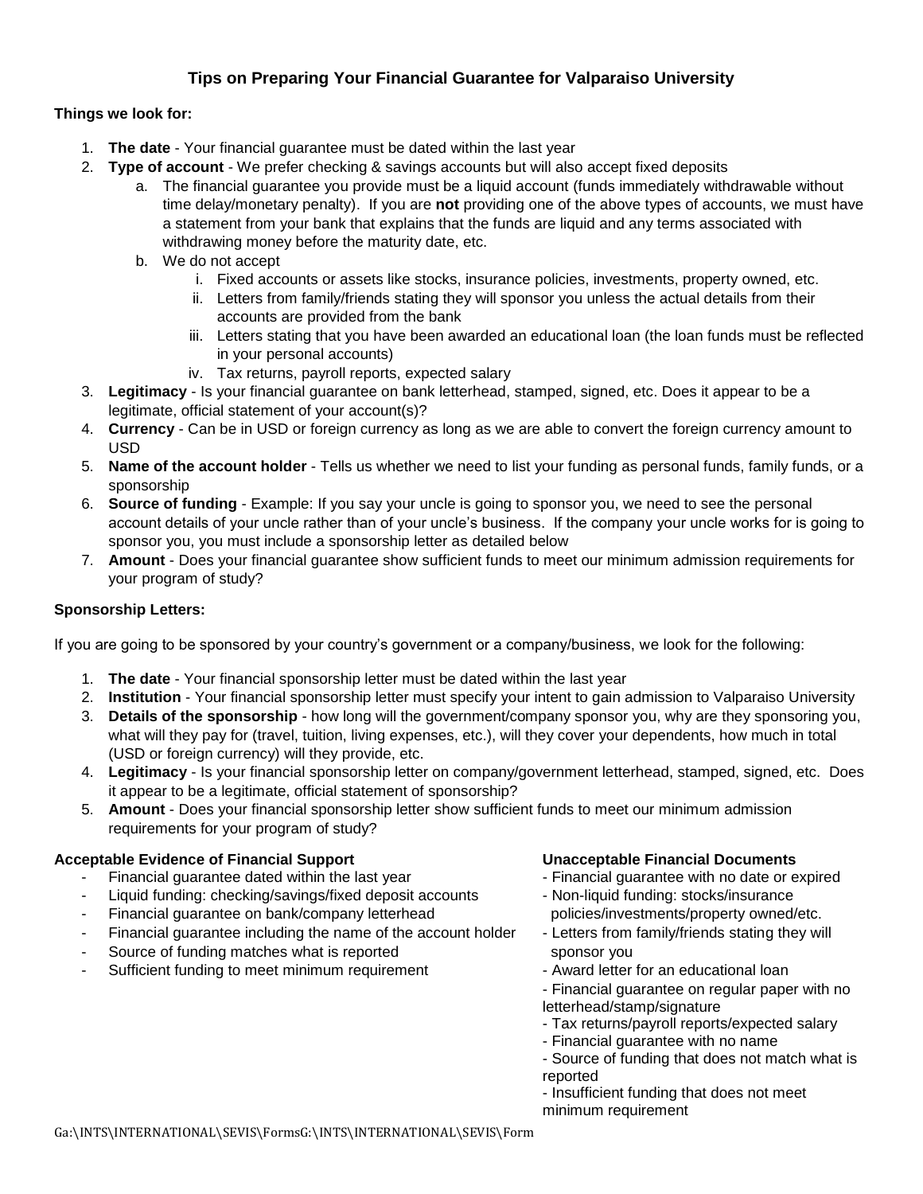## Tips on Preparing Your Financial Guarantee for Valparaiso University

**Things we look for:**

1. **The date** - Your financial guarantee must be dated within the last year
2. **Type of account** - We prefer checking & savings accounts but will also accept fixed deposits
    a. The financial guarantee you provide must be a liquid account (funds immediately withdrawable without time delay/monetary penalty). If you are **not** providing one of the above types of accounts, we must have a statement from your bank that explains that the funds are liquid and any terms associated with withdrawing money before the maturity date, etc.
    b. We do not accept
        i. Fixed accounts or assets like stocks, insurance policies, investments, property owned, etc.
        ii. Letters from family/friends stating they will sponsor you unless the actual details from their accounts are provided from the bank
        iii. Letters stating that you have been awarded an educational loan (the loan funds must be reflected in your personal accounts)
        iv. Tax returns, payroll reports, expected salary
3. **Legitimacy** - Is your financial guarantee on bank letterhead, stamped, signed, etc. Does it appear to be a legitimate, official statement of your account(s)?
4. **Currency** - Can be in USD or foreign currency as long as we are able to convert the foreign currency amount to USD
5. **Name of the account holder** - Tells us whether we need to list your funding as personal funds, family funds, or a sponsorship
6. **Source of funding** - Example: If you say your uncle is going to sponsor you, we need to see the personal account details of your uncle rather than of your uncle's business. If the company your uncle works for is going to sponsor you, you must include a sponsorship letter as detailed below
7. **Amount** - Does your financial guarantee show sufficient funds to meet our minimum admission requirements for your program of study?

**Sponsorship Letters:**

If you are going to be sponsored by your country's government or a company/business, we look for the following:

1. **The date** - Your financial sponsorship letter must be dated within the last year
2. **Institution** - Your financial sponsorship letter must specify your intent to gain admission to Valparaiso University
3. **Details of the sponsorship** - how long will the government/company sponsor you, why are they sponsoring you, what will they pay for (travel, tuition, living expenses, etc.), will they cover your dependents, how much in total (USD or foreign currency) will they provide, etc.
4. **Legitimacy** - Is your financial sponsorship letter on company/government letterhead, stamped, signed, etc. Does it appear to be a legitimate, official statement of sponsorship?
5. **Amount** - Does your financial sponsorship letter show sufficient funds to meet our minimum admission requirements for your program of study?

**Acceptable Evidence of Financial Support**

- Financial guarantee dated within the last year
- Liquid funding: checking/savings/fixed deposit accounts
- Financial guarantee on bank/company letterhead
- Financial guarantee including the name of the account holder
- Source of funding matches what is reported
- Sufficient funding to meet minimum requirement

**Unacceptable Financial Documents**

- Financial guarantee with no date or expired
- Non-liquid funding: stocks/insurance policies/investments/property owned/etc.
- Letters from family/friends stating they will sponsor you
- Award letter for an educational loan
- Financial guarantee on regular paper with no letterhead/stamp/signature
- Tax returns/payroll reports/expected salary
- Financial guarantee with no name
- Source of funding that does not match what is reported
- Insufficient funding that does not meet minimum requirement